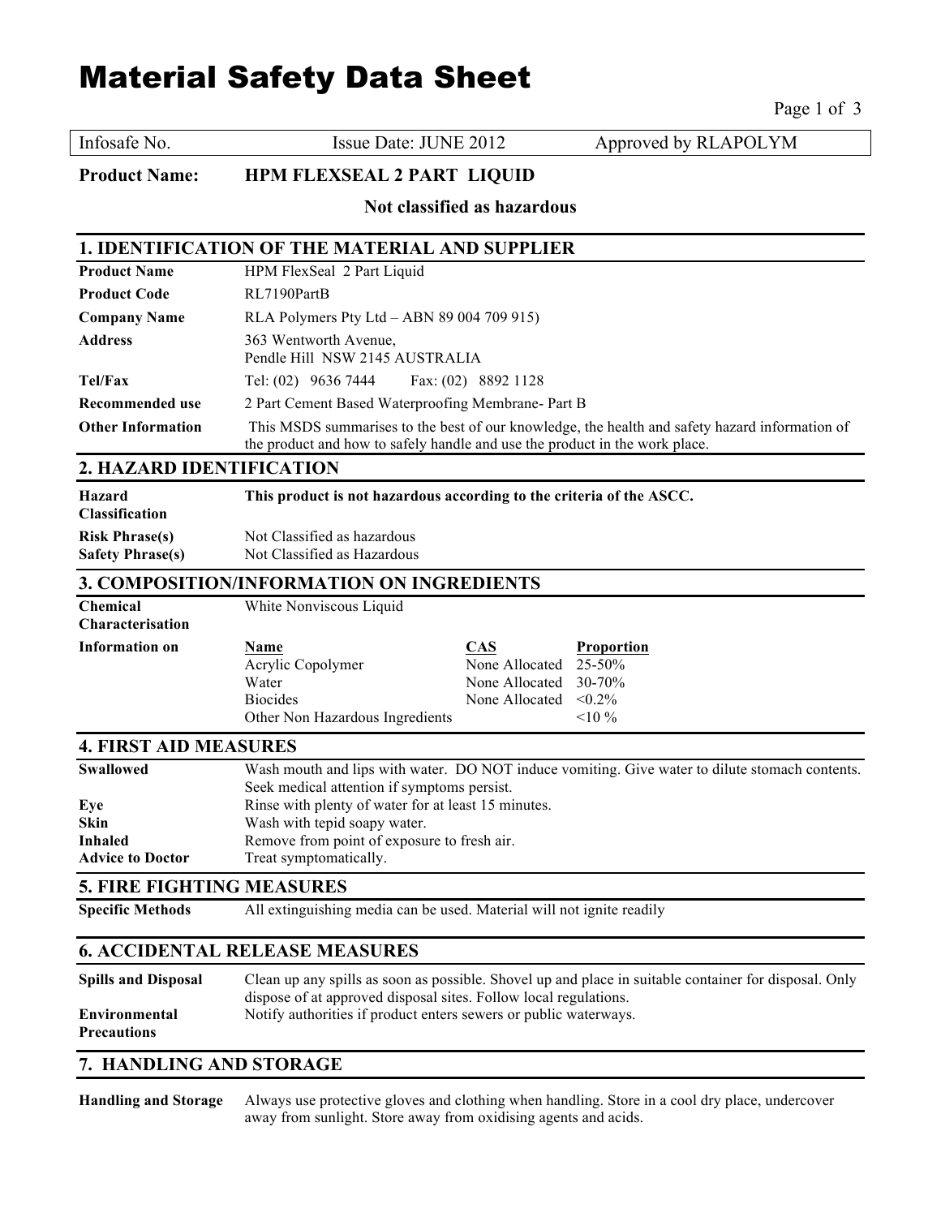# Material Safety Data Sheet

| Infosafe No. | Issue Date: JUNE 2012 | Approved by RLAPOLYM |
|---|---|---|

**Product Name: HPM FLEXSEAL 2 PART LIQUID**

**Not classified as hazardous**

## 1. IDENTIFICATION OF THE MATERIAL AND SUPPLIER

| | |
|---|---|
| **Product Name** | HPM FlexSeal 2 Part Liquid |
| **Product Code** | RL7190PartB |
| **Company Name** | RLA Polymers Pty Ltd – ABN 89 004 709 915) |
| **Address** | 363 Wentworth Avenue, Pendle Hill NSW 2145 AUSTRALIA |
| **Tel/Fax** | Tel: (02) 9636 7444 Fax: (02) 8892 1128 |
| **Recommended use** | 2 Part Cement Based Waterproofing Membrane- Part B |
| **Other Information** | This MSDS summarises to the best of our knowledge, the health and safety hazard information of the product and how to safely handle and use the product in the work place. |

## 2. HAZARD IDENTIFICATION

| | |
|---|---|
| **Hazard Classification** | **This product is not hazardous according to the criteria of the ASCC.** |
| **Risk Phrase(s)** | Not Classified as hazardous |
| **Safety Phrase(s)** | Not Classified as Hazardous |

## 3. COMPOSITION/INFORMATION ON INGREDIENTS

**Chemical Characterisation:** White Nonviscous Liquid

**Information on**

| Name | CAS | Proportion |
|---|---|---|
| Acrylic Copolymer | None Allocated | 25-50% |
| Water | None Allocated | 30-70% |
| Biocides | None Allocated | <0.2% |
| Other Non Hazardous Ingredients | | <10 % |

## 4. FIRST AID MEASURES

| | |
|---|---|
| **Swallowed** | Wash mouth and lips with water. DO NOT induce vomiting. Give water to dilute stomach contents. Seek medical attention if symptoms persist. |
| **Eye** | Rinse with plenty of water for at least 15 minutes. |
| **Skin** | Wash with tepid soapy water. |
| **Inhaled** | Remove from point of exposure to fresh air. |
| **Advice to Doctor** | Treat symptomatically. |

## 5. FIRE FIGHTING MEASURES

| | |
|---|---|
| **Specific Methods** | All extinguishing media can be used. Material will not ignite readily |

## 6. ACCIDENTAL RELEASE MEASURES

| | |
|---|---|
| **Spills and Disposal** | Clean up any spills as soon as possible. Shovel up and place in suitable container for disposal. Only dispose of at approved disposal sites. Follow local regulations. |
| **Environmental Precautions** | Notify authorities if product enters sewers or public waterways. |

## 7. HANDLING AND STORAGE

| | |
|---|---|
| **Handling and Storage** | Always use protective gloves and clothing when handling. Store in a cool dry place, undercover away from sunlight. Store away from oxidising agents and acids. |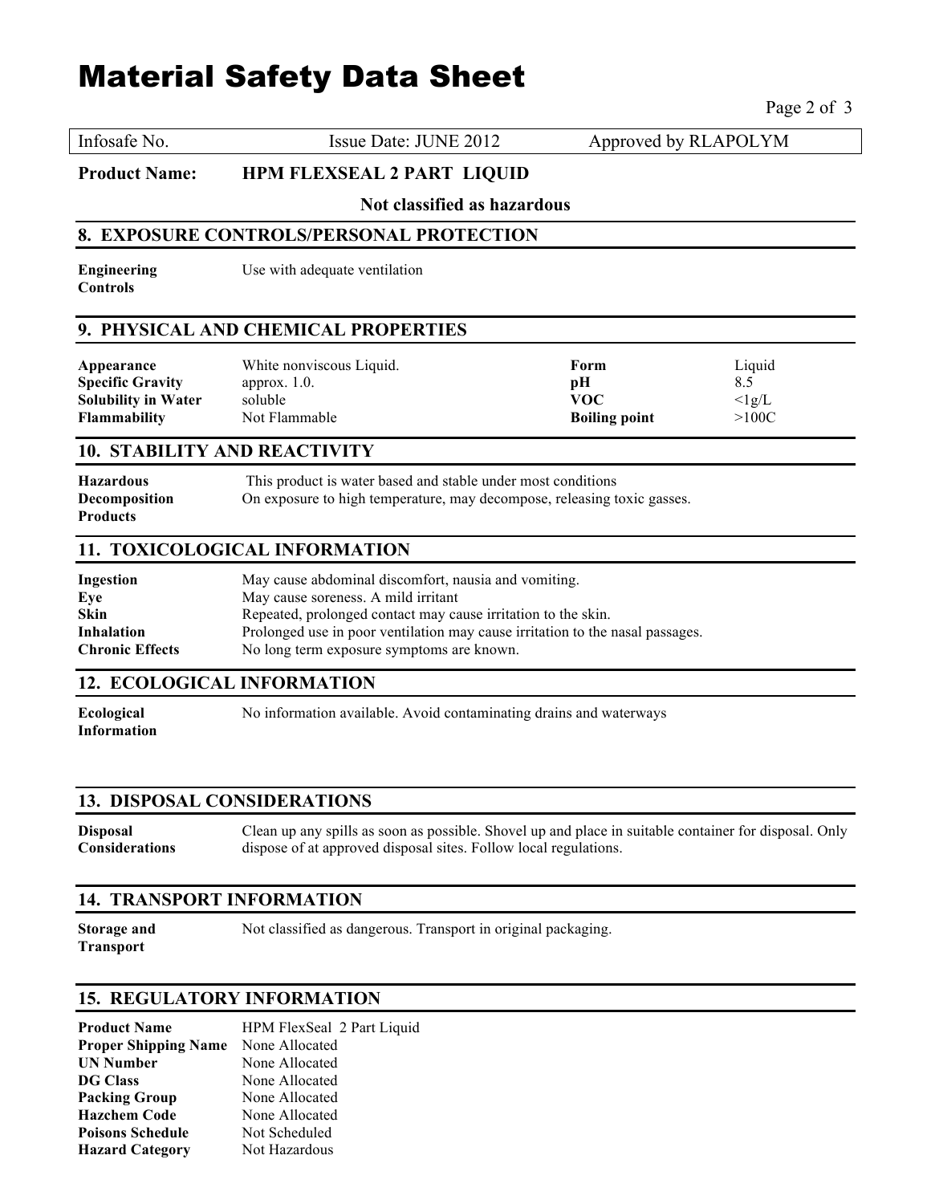# Material Safety Data Sheet

| Infosafe No. | Issue Date: JUNE 2012 | Approved by RLAPOLYM |
|---|---|---|

**Product Name:** **HPM FLEXSEAL 2 PART LIQUID**

**Not classified as hazardous**

## 8. EXPOSURE CONTROLS/PERSONAL PROTECTION

**Engineering Controls** Use with adequate ventilation

## 9. PHYSICAL AND CHEMICAL PROPERTIES

| | | | |
|---|---|---|---|
| **Appearance** | White nonviscous Liquid. | **Form** | Liquid |
| **Specific Gravity** | approx. 1.0. | **pH** | 8.5 |
| **Solubility in Water** | soluble | **VOC** | <1g/L |
| **Flammability** | Not Flammable | **Boiling point** | >100C |

## 10. STABILITY AND REACTIVITY

**Hazardous Decomposition Products** This product is water based and stable under most conditions
On exposure to high temperature, may decompose, releasing toxic gasses.

## 11. TOXICOLOGICAL INFORMATION

| | |
|---|---|
| **Ingestion** | May cause abdominal discomfort, nausia and vomiting. |
| **Eye** | May cause soreness. A mild irritant |
| **Skin** | Repeated, prolonged contact may cause irritation to the skin. |
| **Inhalation** | Prolonged use in poor ventilation may cause irritation to the nasal passages. |
| **Chronic Effects** | No long term exposure symptoms are known. |

## 12. ECOLOGICAL INFORMATION

**Ecological Information** No information available. Avoid contaminating drains and waterways

## 13. DISPOSAL CONSIDERATIONS

**Disposal Considerations** Clean up any spills as soon as possible. Shovel up and place in suitable container for disposal. Only dispose of at approved disposal sites. Follow local regulations.

## 14. TRANSPORT INFORMATION

**Storage and Transport** Not classified as dangerous. Transport in original packaging.

## 15. REGULATORY INFORMATION

| | |
|---|---|
| **Product Name** | HPM FlexSeal 2 Part Liquid |
| **Proper Shipping Name** | None Allocated |
| **UN Number** | None Allocated |
| **DG Class** | None Allocated |
| **Packing Group** | None Allocated |
| **Hazchem Code** | None Allocated |
| **Poisons Schedule** | Not Scheduled |
| **Hazard Category** | Not Hazardous |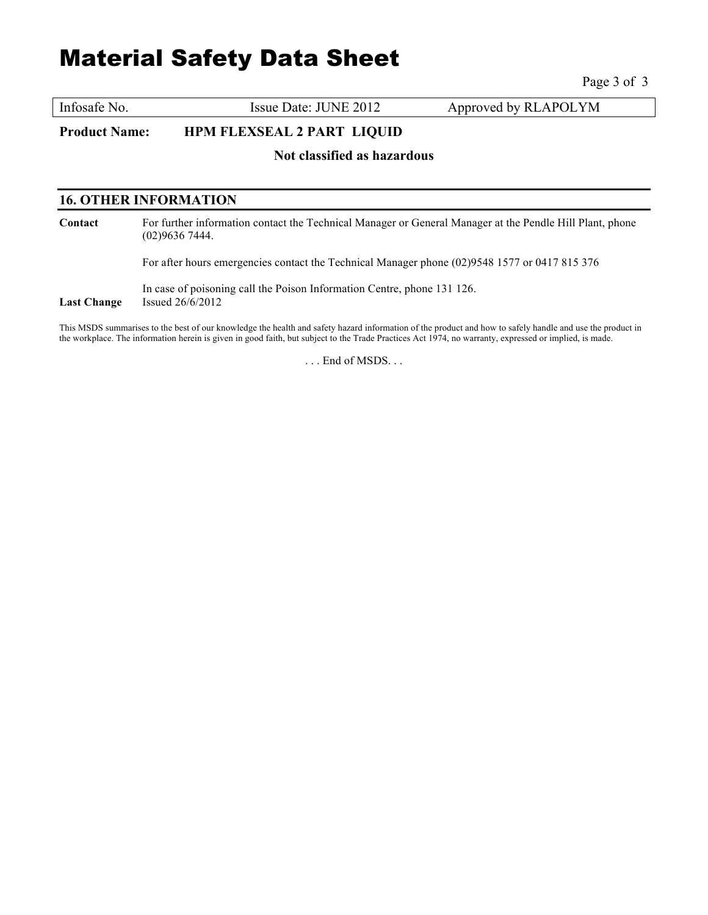# Material Safety Data Sheet

| Infosafe No. | Issue Date: JUNE 2012 | Approved by RLAPOLYM |
|---|---|---|

**Product Name:** **HPM FLEXSEAL 2 PART LIQUID**

**Not classified as hazardous**

## 16. OTHER INFORMATION

**Contact** For further information contact the Technical Manager or General Manager at the Pendle Hill Plant, phone (02)9636 7444.

For after hours emergencies contact the Technical Manager phone (02)9548 1577 or 0417 815 376

In case of poisoning call the Poison Information Centre, phone 131 126.

**Last Change** Issued 26/6/2012

This MSDS summarises to the best of our knowledge the health and safety hazard information of the product and how to safely handle and use the product in the workplace. The information herein is given in good faith, but subject to the Trade Practices Act 1974, no warranty, expressed or implied, is made.

. . . End of MSDS. . .